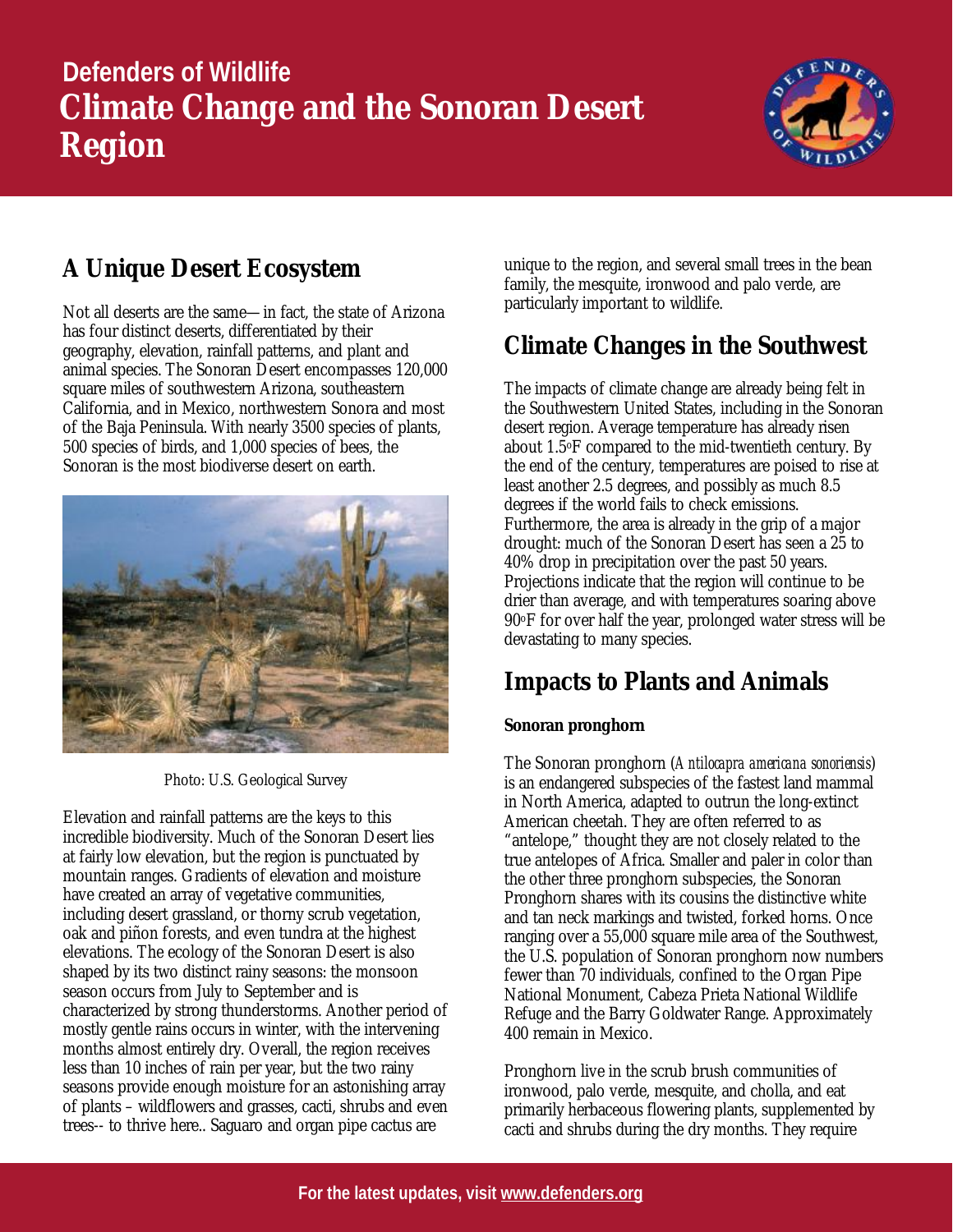Defenders of Wildlife

# Climate Change and the Sonoran Desert Region

## A Unique Desert Ecosystem

Not all deserts are the same—in fact, the state of Arizona has four distinct deserts, differentiated by their geography, elevation, rainfall patterns, and plant and animal species. The Sonoran Desert encompasses 120,000 square miles of southwestern Arizona, southeastern California, and in Mexico, northwestern Sonora and most of the Baja Peninsula. With nearly 3500 species of plants, 500 species of birds, and 1,000 species of bees, the Sonoran is the most biodiverse desert on earth.

Photo: U.S. Geological Survey

Elevation and rainfall patterns are the keys to this incredible biodiversity. Much of the Sonoran Desert lies at fairly low elevation, but the region is punctuated by mountain ranges. Gradients of elevation and moisture have created an array of vegetative communities, including desert grassland, or thorny scrub vegetation, oak and piñon forests, and even tundra at the highest elevations. The ecology of the Sonoran Desert is also shaped by its two distinct rainy seasons: the monsoon season occurs from July to September and is characterized by strong thunderstorms. Another period of mostly gentle rains occurs in winter, with the intervening months almost entirely dry. Overall, the region receives less than 10 inches of rain per year, but the two rainy seasons provide enough moisture for an astonishing array of plants – wildflowers and grasses, cacti, shrubs and even trees-- to thrive here.. Saguaro and organ pipe cactus are unique to the region, and several small trees in the bean family, the mesquite, ironwood and palo verde, are particularly important to wildlife.

## Climate Changes in the Southwest

The impacts of climate change are already being felt in the Southwestern United States, including in the Sonoran desert region. Average temperature has already risen about 1.5°F compared to the mid-twentieth century. By the end of the century, temperatures are poised to rise at least another 2.5 degrees, and possibly as much 8.5 degrees if the world fails to check emissions. Furthermore, the area is already in the grip of a major drought: much of the Sonoran Desert has seen a 25 to 40% drop in precipitation over the past 50 years. Projections indicate that the region will continue to be drier than average, and with temperatures soaring above 90°F for over half the year, prolonged water stress will be devastating to many species.

## Impacts to Plants and Animals

**Sonoran pronghorn**

The Sonoran pronghorn (*Antilocapra americana sonoriensis*) is an endangered subspecies of the fastest land mammal in North America, adapted to outrun the long-extinct American cheetah. They are often referred to as "antelope," thought they are not closely related to the true antelopes of Africa. Smaller and paler in color than the other three pronghorn subspecies, the Sonoran Pronghorn shares with its cousins the distinctive white and tan neck markings and twisted, forked horns. Once ranging over a 55,000 square mile area of the Southwest, the U.S. population of Sonoran pronghorn now numbers fewer than 70 individuals, confined to the Organ Pipe National Monument, Cabeza Prieta National Wildlife Refuge and the Barry Goldwater Range. Approximately 400 remain in Mexico.

Pronghorn live in the scrub brush communities of ironwood, palo verde, mesquite, and cholla, and eat primarily herbaceous flowering plants, supplemented by cacti and shrubs during the dry months. They require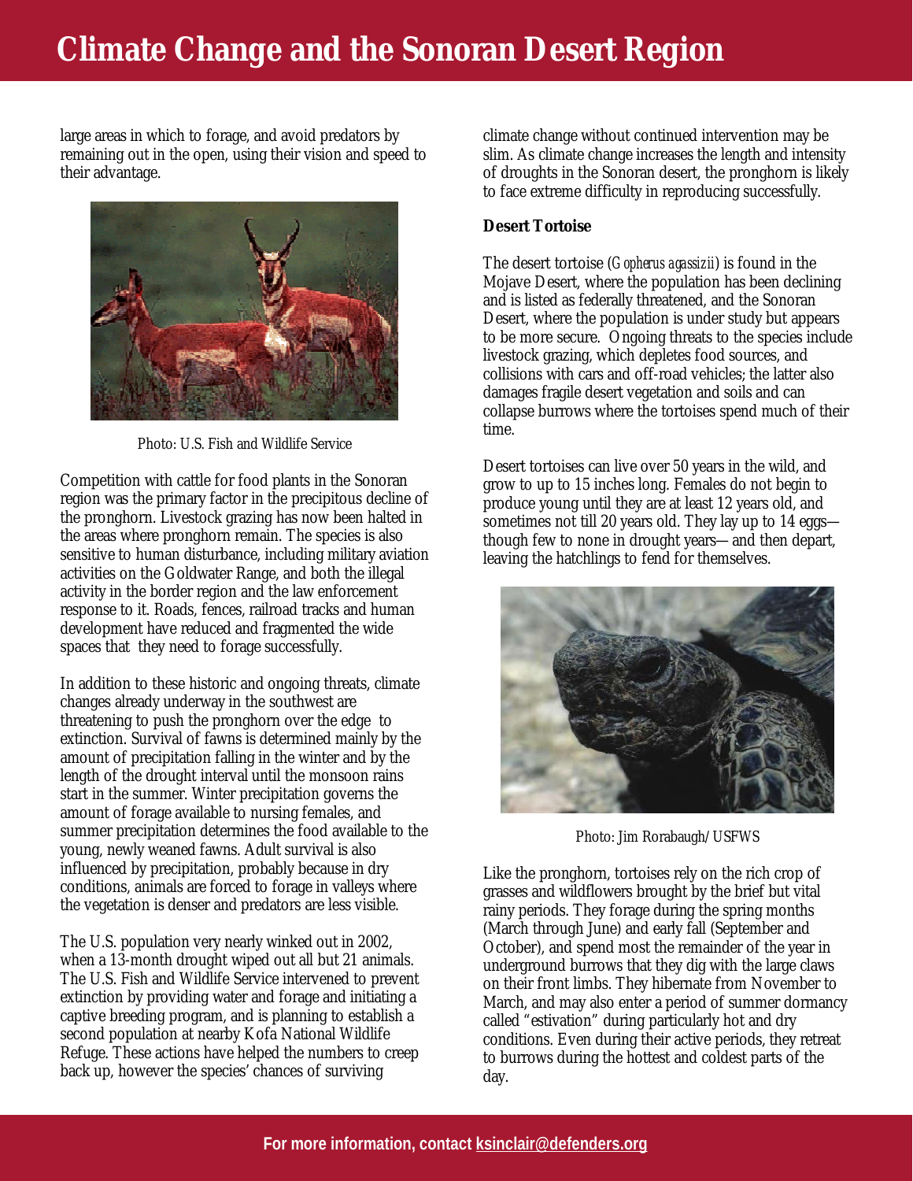large areas in which to forage, and avoid predators by remaining out in the open, using their vision and speed to their advantage.

Photo: U.S. Fish and Wildlife Service

Competition with cattle for food plants in the Sonoran region was the primary factor in the precipitous decline of the pronghorn. Livestock grazing has now been halted in the areas where pronghorn remain. The species is also sensitive to human disturbance, including military aviation activities on the Goldwater Range, and both the illegal activity in the border region and the law enforcement response to it. Roads, fences, railroad tracks and human development have reduced and fragmented the wide spaces that they need to forage successfully.

In addition to these historic and ongoing threats, climate changes already underway in the southwest are threatening to push the pronghorn over the edge to extinction. Survival of fawns is determined mainly by the amount of precipitation falling in the winter and by the length of the drought interval until the monsoon rains start in the summer. Winter precipitation governs the amount of forage available to nursing females, and summer precipitation determines the food available to the young, newly weaned fawns. Adult survival is also influenced by precipitation, probably because in dry conditions, animals are forced to forage in valleys where the vegetation is denser and predators are less visible.

The U.S. population very nearly winked out in 2002, when a 13-month drought wiped out all but 21 animals. The U.S. Fish and Wildlife Service intervened to prevent extinction by providing water and forage and initiating a captive breeding program, and is planning to establish a second population at nearby Kofa National Wildlife Refuge. These actions have helped the numbers to creep back up, however the species' chances of surviving climate change without continued intervention may be slim. As climate change increases the length and intensity of droughts in the Sonoran desert, the pronghorn is likely to face extreme difficulty in reproducing successfully.

**Desert Tortoise**

The desert tortoise (*Gopherus agassizii*) is found in the Mojave Desert, where the population has been declining and is listed as federally threatened, and the Sonoran Desert, where the population is under study but appears to be more secure. Ongoing threats to the species include livestock grazing, which depletes food sources, and collisions with cars and off-road vehicles; the latter also damages fragile desert vegetation and soils and can collapse burrows where the tortoises spend much of their time.

Desert tortoises can live over 50 years in the wild, and grow to up to 15 inches long. Females do not begin to produce young until they are at least 12 years old, and sometimes not till 20 years old. They lay up to 14 eggs—though few to none in drought years—and then depart, leaving the hatchlings to fend for themselves.

Photo: Jim Rorabaugh/USFWS

Like the pronghorn, tortoises rely on the rich crop of grasses and wildflowers brought by the brief but vital rainy periods. They forage during the spring months (March through June) and early fall (September and October), and spend most the remainder of the year in underground burrows that they dig with the large claws on their front limbs. They hibernate from November to March, and may also enter a period of summer dormancy called "estivation" during particularly hot and dry conditions. Even during their active periods, they retreat to burrows during the hottest and coldest parts of the day.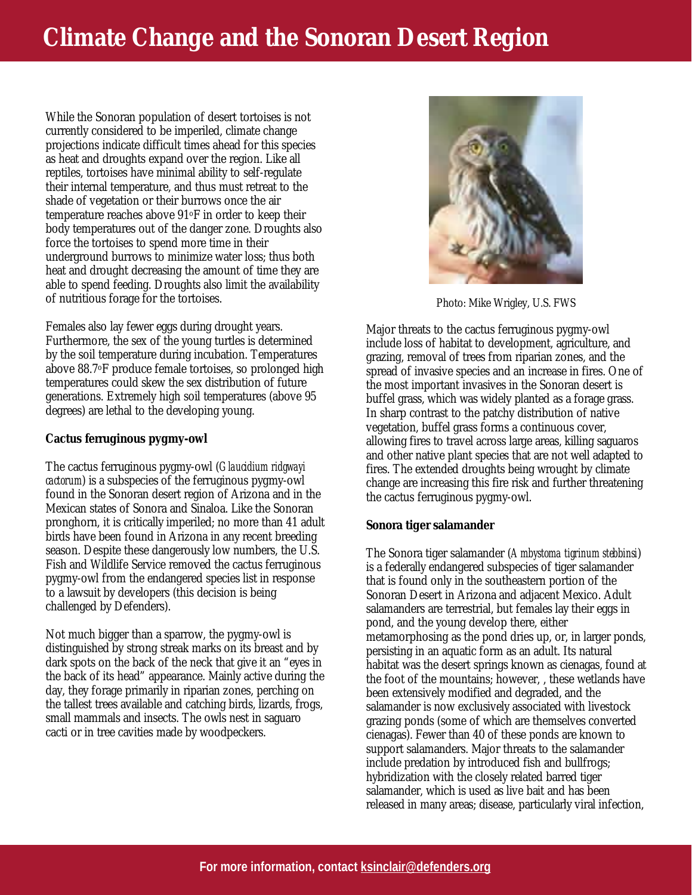While the Sonoran population of desert tortoises is not currently considered to be imperiled, climate change projections indicate difficult times ahead for this species as heat and droughts expand over the region. Like all reptiles, tortoises have minimal ability to self-regulate their internal temperature, and thus must retreat to the shade of vegetation or their burrows once the air temperature reaches above 91°F in order to keep their body temperatures out of the danger zone. Droughts also force the tortoises to spend more time in their underground burrows to minimize water loss; thus both heat and drought decreasing the amount of time they are able to spend feeding. Droughts also limit the availability of nutritious forage for the tortoises.

Females also lay fewer eggs during drought years. Furthermore, the sex of the young turtles is determined by the soil temperature during incubation. Temperatures above 88.7°F produce female tortoises, so prolonged high temperatures could skew the sex distribution of future generations. Extremely high soil temperatures (above 95 degrees) are lethal to the developing young.

**Cactus ferruginous pygmy-owl**

The cactus ferruginous pygmy-owl (*Glaucidium ridgwayi cactorum*) is a subspecies of the ferruginous pygmy-owl found in the Sonoran desert region of Arizona and in the Mexican states of Sonora and Sinaloa. Like the Sonoran pronghorn, it is critically imperiled; no more than 41 adult birds have been found in Arizona in any recent breeding season. Despite these dangerously low numbers, the U.S. Fish and Wildlife Service removed the cactus ferruginous pygmy-owl from the endangered species list in response to a lawsuit by developers (this decision is being challenged by Defenders).

Not much bigger than a sparrow, the pygmy-owl is distinguished by strong streak marks on its breast and by dark spots on the back of the neck that give it an "eyes in the back of its head" appearance. Mainly active during the day, they forage primarily in riparian zones, perching on the tallest trees available and catching birds, lizards, frogs, small mammals and insects. The owls nest in saguaro cacti or in tree cavities made by woodpeckers.

Photo: Mike Wrigley, U.S. FWS

Major threats to the cactus ferruginous pygmy-owl include loss of habitat to development, agriculture, and grazing, removal of trees from riparian zones, and the spread of invasive species and an increase in fires. One of the most important invasives in the Sonoran desert is buffel grass, which was widely planted as a forage grass. In sharp contrast to the patchy distribution of native vegetation, buffel grass forms a continuous cover, allowing fires to travel across large areas, killing saguaros and other native plant species that are not well adapted to fires. The extended droughts being wrought by climate change are increasing this fire risk and further threatening the cactus ferruginous pygmy-owl.

**Sonora tiger salamander**

The Sonora tiger salamander (*Ambystoma tigrinum stebbinsi*) is a federally endangered subspecies of tiger salamander that is found only in the southeastern portion of the Sonoran Desert in Arizona and adjacent Mexico. Adult salamanders are terrestrial, but females lay their eggs in pond, and the young develop there, either metamorphosing as the pond dries up, or, in larger ponds, persisting in an aquatic form as an adult. Its natural habitat was the desert springs known as cienagas, found at the foot of the mountains; however, , these wetlands have been extensively modified and degraded, and the salamander is now exclusively associated with livestock grazing ponds (some of which are themselves converted cienagas). Fewer than 40 of these ponds are known to support salamanders. Major threats to the salamander include predation by introduced fish and bullfrogs; hybridization with the closely related barred tiger salamander, which is used as live bait and has been released in many areas; disease, particularly viral infection,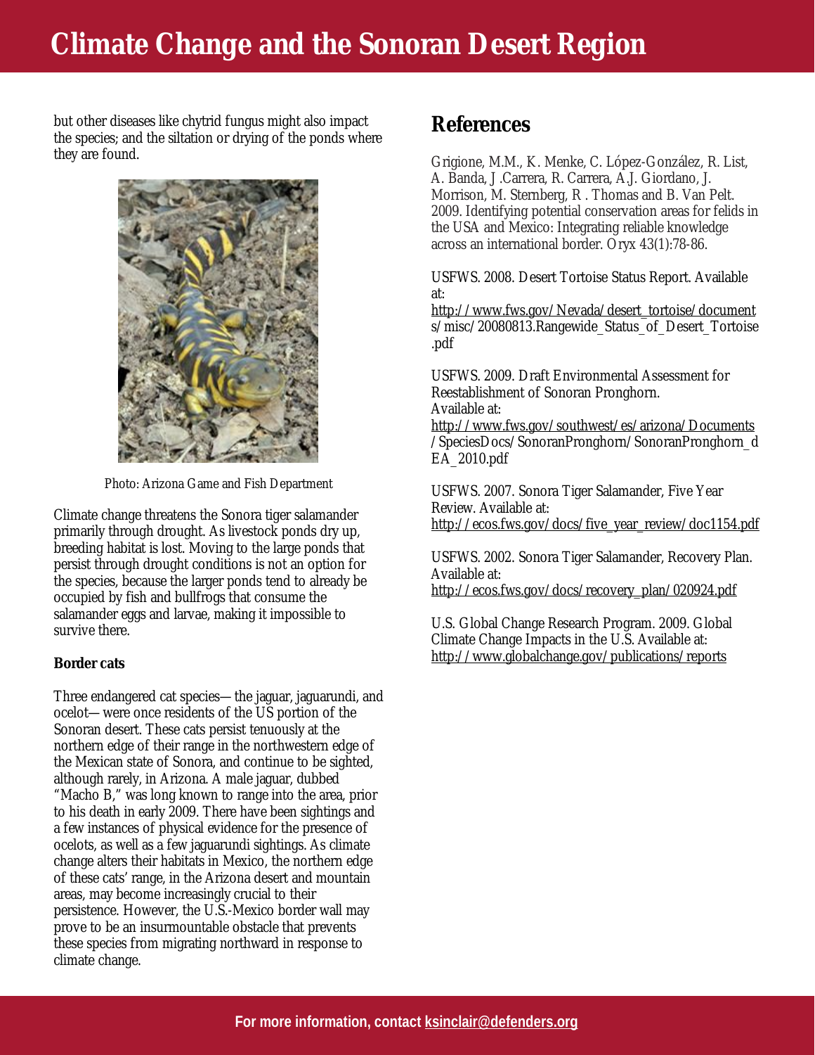but other diseases like chytrid fungus might also impact the species; and the siltation or drying of the ponds where they are found.

Photo: Arizona Game and Fish Department

Climate change threatens the Sonora tiger salamander primarily through drought. As livestock ponds dry up, breeding habitat is lost. Moving to the large ponds that persist through drought conditions is not an option for the species, because the larger ponds tend to already be occupied by fish and bullfrogs that consume the salamander eggs and larvae, making it impossible to survive there.

**Border cats**

Three endangered cat species—the jaguar, jaguarundi, and ocelot—were once residents of the US portion of the Sonoran desert. These cats persist tenuously at the northern edge of their range in the northwestern edge of the Mexican state of Sonora, and continue to be sighted, although rarely, in Arizona. A male jaguar, dubbed "Macho B," was long known to range into the area, prior to his death in early 2009. There have been sightings and a few instances of physical evidence for the presence of ocelots, as well as a few jaguarundi sightings. As climate change alters their habitats in Mexico, the northern edge of these cats' range, in the Arizona desert and mountain areas, may become increasingly crucial to their persistence. However, the U.S.-Mexico border wall may prove to be an insurmountable obstacle that prevents these species from migrating northward in response to climate change.

## References

Grigione, M.M., K. Menke, C. López-González, R. List, A. Banda, J .Carrera, R. Carrera, A.J. Giordano, J. Morrison, M. Sternberg, R . Thomas and B. Van Pelt. 2009. Identifying potential conservation areas for felids in the USA and Mexico: Integrating reliable knowledge across an international border. Oryx 43(1):78-86.

USFWS. 2008. Desert Tortoise Status Report. Available at: http://www.fws.gov/Nevada/desert_tortoise/documents/misc/20080813.Rangewide_Status_of_Desert_Tortoise.pdf

USFWS. 2009. Draft Environmental Assessment for Reestablishment of Sonoran Pronghorn. Available at: http://www.fws.gov/southwest/es/arizona/Documents/SpeciesDocs/SonoranPronghorn/SonoranPronghorn_dEA_2010.pdf

USFWS. 2007. Sonora Tiger Salamander, Five Year Review. Available at: http://ecos.fws.gov/docs/five_year_review/doc1154.pdf

USFWS. 2002. Sonora Tiger Salamander, Recovery Plan. Available at: http://ecos.fws.gov/docs/recovery_plan/020924.pdf

U.S. Global Change Research Program. 2009. Global Climate Change Impacts in the U.S. Available at: http://www.globalchange.gov/publications/reports

For more information, contact ksinclair@defenders.org